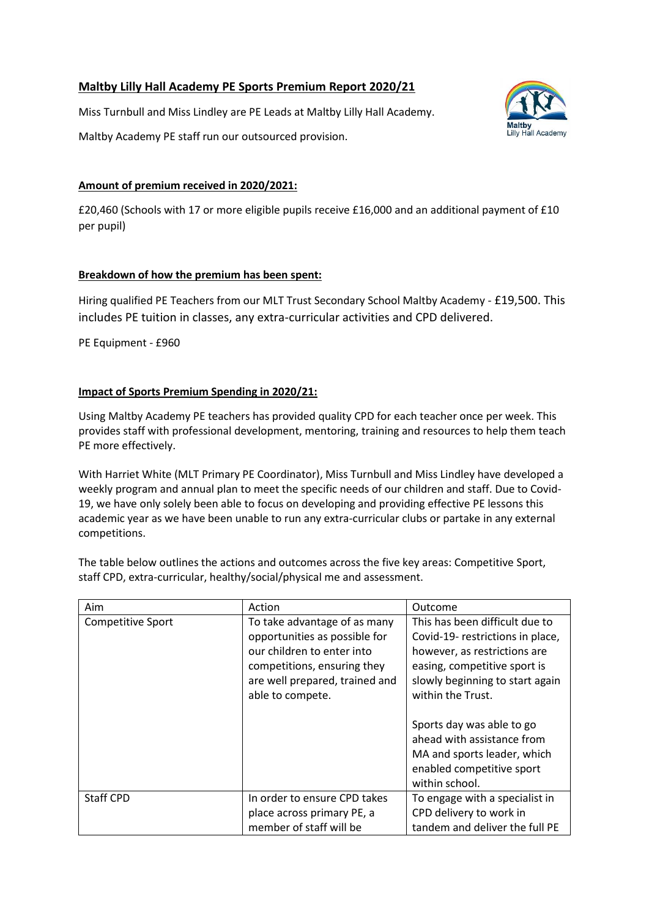## Maltby Lilly Hall Academy PE Sports Premium Report 2020/21

Miss Turnbull and Miss Lindley are PE Leads at Maltby Lilly Hall Academy.

Maltby Academy PE staff run our outsourced provision.

**Amount of premium received in 2020/2021:**

£20,460 (Schools with 17 or more eligible pupils receive £16,000 and an additional payment of £10 per pupil)

**Breakdown of how the premium has been spent:**

Hiring qualified PE Teachers from our MLT Trust Secondary School Maltby Academy - £19,500. This includes PE tuition in classes, any extra-curricular activities and CPD delivered.

PE Equipment - £960

**Impact of Sports Premium Spending in 2020/21:**

Using Maltby Academy PE teachers has provided quality CPD for each teacher once per week. This provides staff with professional development, mentoring, training and resources to help them teach PE more effectively.

With Harriet White (MLT Primary PE Coordinator), Miss Turnbull and Miss Lindley have developed a weekly program and annual plan to meet the specific needs of our children and staff. Due to Covid-19, we have only solely been able to focus on developing and providing effective PE lessons this academic year as we have been unable to run any extra-curricular clubs or partake in any external competitions.

The table below outlines the actions and outcomes across the five key areas: Competitive Sport, staff CPD, extra-curricular, healthy/social/physical me and assessment.

| Aim | Action | Outcome |
|---|---|---|
| Competitive Sport | To take advantage of as many opportunities as possible for our children to enter into competitions, ensuring they are well prepared, trained and able to compete. | This has been difficult due to Covid-19- restrictions in place, however, as restrictions are easing, competitive sport is slowly beginning to start again within the Trust.<br><br>Sports day was able to go ahead with assistance from MA and sports leader, which enabled competitive sport within school. |
| Staff CPD | In order to ensure CPD takes place across primary PE, a member of staff will be | To engage with a specialist in CPD delivery to work in tandem and deliver the full PE |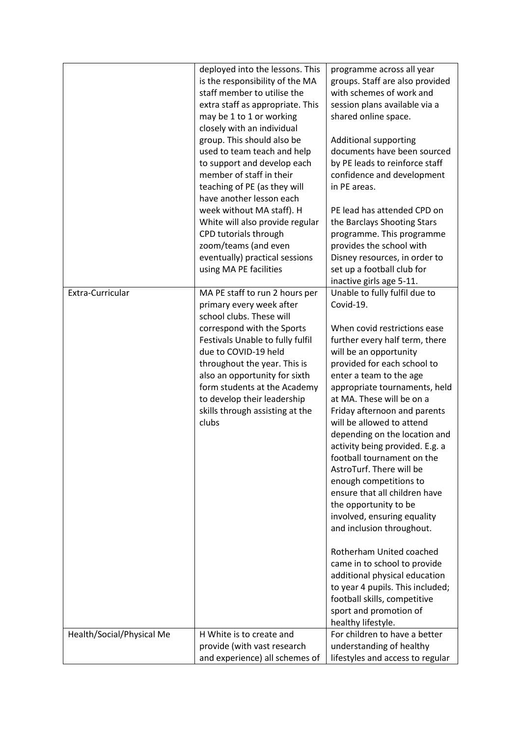| | | |
|---|---|---|
| | deployed into the lessons. This is the responsibility of the MA staff member to utilise the extra staff as appropriate. This may be 1 to 1 or working closely with an individual group. This should also be used to team teach and help to support and develop each member of staff in their teaching of PE (as they will have another lesson each week without MA staff). H White will also provide regular CPD tutorials through zoom/teams (and even eventually) practical sessions using MA PE facilities | programme across all year groups. Staff are also provided with schemes of work and session plans available via a shared online space.<br><br>Additional supporting documents have been sourced by PE leads to reinforce staff confidence and development in PE areas.<br><br>PE lead has attended CPD on the Barclays Shooting Stars programme. This programme provides the school with Disney resources, in order to set up a football club for inactive girls age 5-11. |
| Extra-Curricular | MA PE staff to run 2 hours per primary every week after school clubs. These will correspond with the Sports Festivals Unable to fully fulfil due to COVID-19 held throughout the year. This is also an opportunity for sixth form students at the Academy to develop their leadership skills through assisting at the clubs | Unable to fully fulfil due to Covid-19.<br><br>When covid restrictions ease further every half term, there will be an opportunity provided for each school to enter a team to the age appropriate tournaments, held at MA. These will be on a Friday afternoon and parents will be allowed to attend depending on the location and activity being provided. E.g. a football tournament on the AstroTurf. There will be enough competitions to ensure that all children have the opportunity to be involved, ensuring equality and inclusion throughout.<br><br>Rotherham United coached came in to school to provide additional physical education to year 4 pupils. This included; football skills, competitive sport and promotion of healthy lifestyle. |
| Health/Social/Physical Me | H White is to create and provide (with vast research and experience) all schemes of | For children to have a better understanding of healthy lifestyles and access to regular |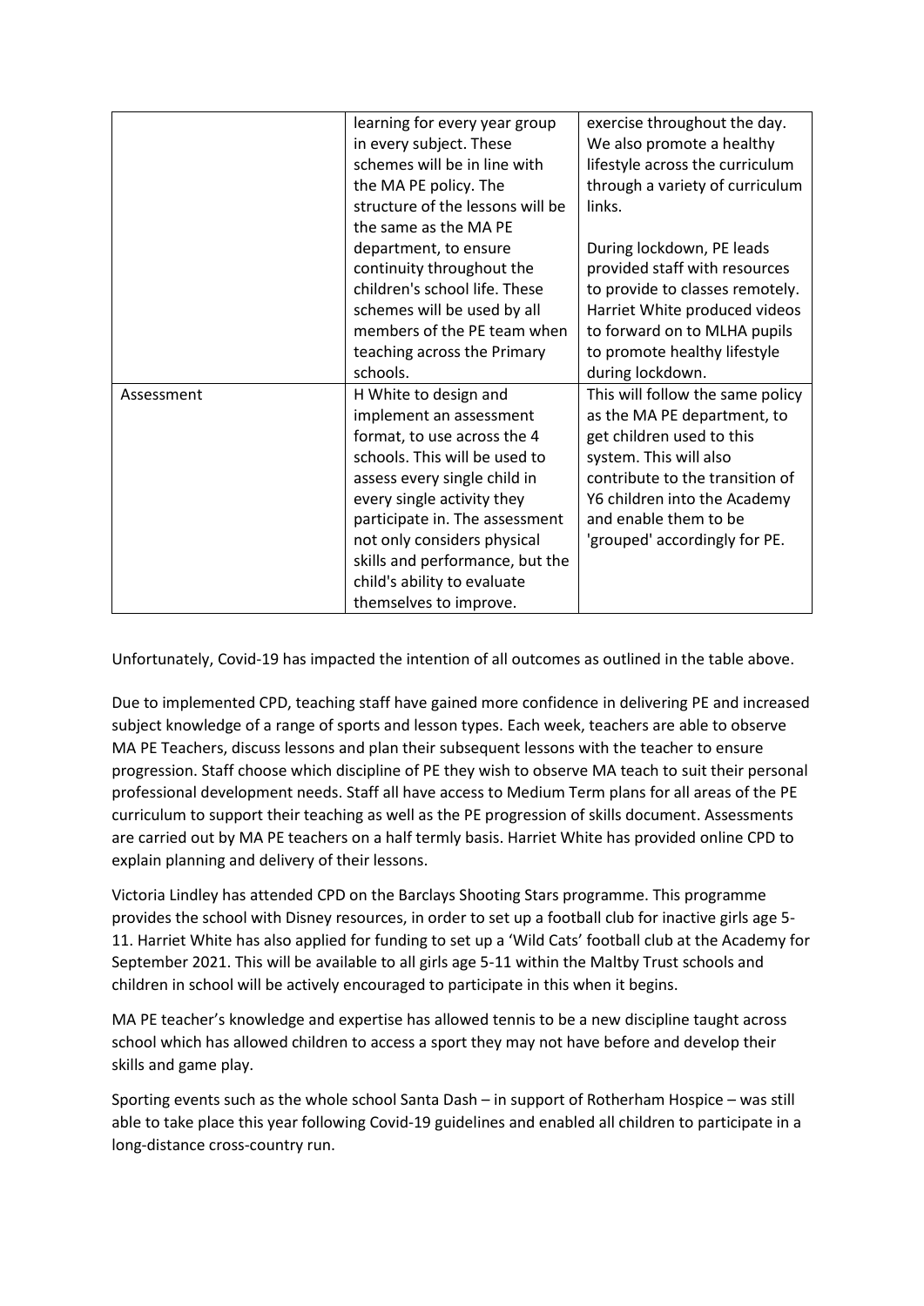| | | |
|---|---|---|
| | learning for every year group in every subject. These schemes will be in line with the MA PE policy. The structure of the lessons will be the same as the MA PE department, to ensure continuity throughout the children's school life. These schemes will be used by all members of the PE team when teaching across the Primary schools. | exercise throughout the day. We also promote a healthy lifestyle across the curriculum through a variety of curriculum links.<br><br>During lockdown, PE leads provided staff with resources to provide to classes remotely. Harriet White produced videos to forward on to MLHA pupils to promote healthy lifestyle during lockdown. |
| Assessment | H White to design and implement an assessment format, to use across the 4 schools. This will be used to assess every single child in every single activity they participate in. The assessment not only considers physical skills and performance, but the child's ability to evaluate themselves to improve. | This will follow the same policy as the MA PE department, to get children used to this system. This will also contribute to the transition of Y6 children into the Academy and enable them to be 'grouped' accordingly for PE. |

Unfortunately, Covid-19 has impacted the intention of all outcomes as outlined in the table above.

Due to implemented CPD, teaching staff have gained more confidence in delivering PE and increased subject knowledge of a range of sports and lesson types. Each week, teachers are able to observe MA PE Teachers, discuss lessons and plan their subsequent lessons with the teacher to ensure progression. Staff choose which discipline of PE they wish to observe MA teach to suit their personal professional development needs. Staff all have access to Medium Term plans for all areas of the PE curriculum to support their teaching as well as the PE progression of skills document. Assessments are carried out by MA PE teachers on a half termly basis. Harriet White has provided online CPD to explain planning and delivery of their lessons.

Victoria Lindley has attended CPD on the Barclays Shooting Stars programme. This programme provides the school with Disney resources, in order to set up a football club for inactive girls age 5-11. Harriet White has also applied for funding to set up a 'Wild Cats' football club at the Academy for September 2021. This will be available to all girls age 5-11 within the Maltby Trust schools and children in school will be actively encouraged to participate in this when it begins.

MA PE teacher's knowledge and expertise has allowed tennis to be a new discipline taught across school which has allowed children to access a sport they may not have before and develop their skills and game play.

Sporting events such as the whole school Santa Dash – in support of Rotherham Hospice – was still able to take place this year following Covid-19 guidelines and enabled all children to participate in a long-distance cross-country run.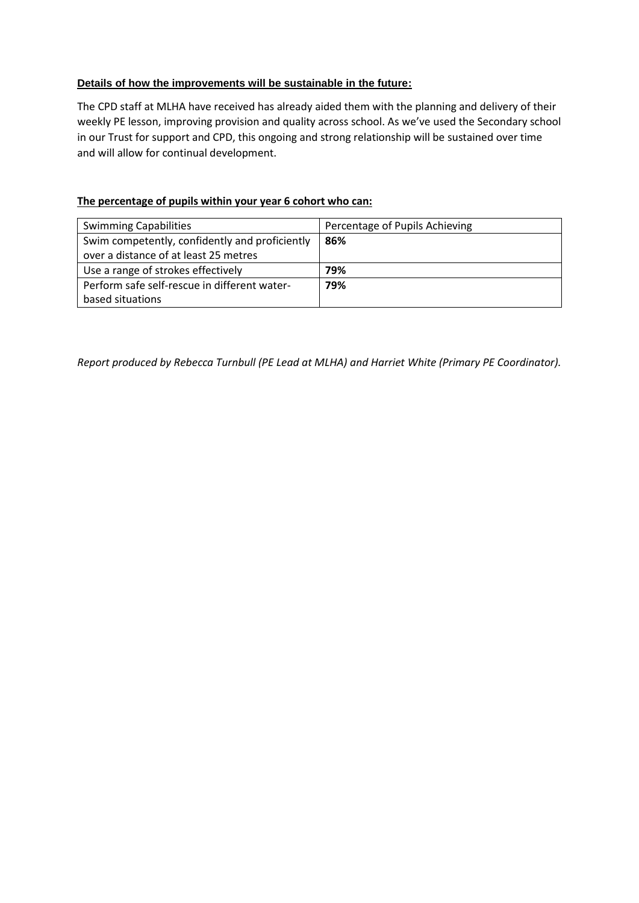**Details of how the improvements will be sustainable in the future:**

The CPD staff at MLHA have received has already aided them with the planning and delivery of their weekly PE lesson, improving provision and quality across school. As we've used the Secondary school in our Trust for support and CPD, this ongoing and strong relationship will be sustained over time and will allow for continual development.

**The percentage of pupils within your year 6 cohort who can:**

| Swimming Capabilities | Percentage of Pupils Achieving |
|---|---|
| Swim competently, confidently and proficiently over a distance of at least 25 metres | **86%** |
| Use a range of strokes effectively | **79%** |
| Perform safe self-rescue in different water-based situations | **79%** |

*Report produced by Rebecca Turnbull (PE Lead at MLHA) and Harriet White (Primary PE Coordinator).*